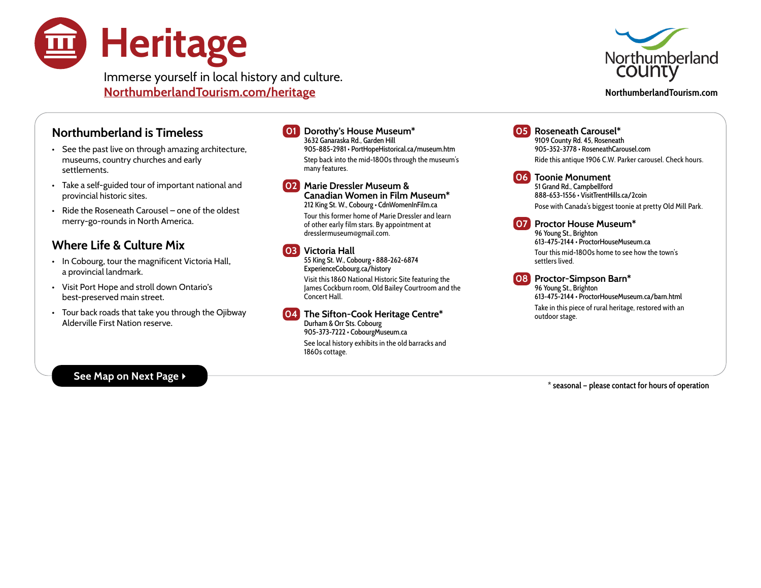# Heritage

Immerse yourself in local history and culture.
NorthumberlandTourism.com/heritage

Northumberland County
NorthumberlandTourism.com

## Northumberland is Timeless

- See the past live on through amazing architecture, museums, country churches and early settlements.
- Take a self-guided tour of important national and provincial historic sites.
- Ride the Roseneath Carousel – one of the oldest merry-go-rounds in North America.

## Where Life & Culture Mix

- In Cobourg, tour the magnificent Victoria Hall, a provincial landmark.
- Visit Port Hope and stroll down Ontario's best-preserved main street.
- Tour back roads that take you through the Ojibway Alderville First Nation reserve.

**See Map on Next Page ▸**

### 01 Dorothy's House Museum*

3632 Ganaraska Rd., Garden Hill
905-885-2981 • PortHopeHistorical.ca/museum.htm

Step back into the mid-1800s through the museum's many features.

### 02 Marie Dressler Museum & Canadian Women in Film Museum*

212 King St. W., Cobourg • CdnWomenInFilm.ca

Tour this former home of Marie Dressler and learn of other early film stars. By appointment at dresslermuseum@gmail.com.

### 03 Victoria Hall

55 King St. W., Cobourg • 888-262-6874
ExperienceCobourg.ca/history

Visit this 1860 National Historic Site featuring the James Cockburn room, Old Bailey Courtroom and the Concert Hall.

### 04 The Sifton-Cook Heritage Centre*

Durham & Orr Sts. Cobourg
905-373-7222 • CobourgMuseum.ca

See local history exhibits in the old barracks and 1860s cottage.

### 05 Roseneath Carousel*

9109 County Rd. 45, Roseneath
905-352-3778 • RoseneathCarousel.com

Ride this antique 1906 C.W. Parker carousel. Check hours.

### 06 Toonie Monument

51 Grand Rd., Campbellford
888-653-1556 • VisitTrentHills.ca/2coin

Pose with Canada's biggest toonie at pretty Old Mill Park.

### 07 Proctor House Museum*

96 Young St., Brighton
613-475-2144 • ProctorHouseMuseum.ca

Tour this mid-1800s home to see how the town's settlers lived.

### 08 Proctor-Simpson Barn*

96 Young St., Brighton
613-475-2144 • ProctorHouseMuseum.ca/barn.html

Take in this piece of rural heritage, restored with an outdoor stage.

\* seasonal – please contact for hours of operation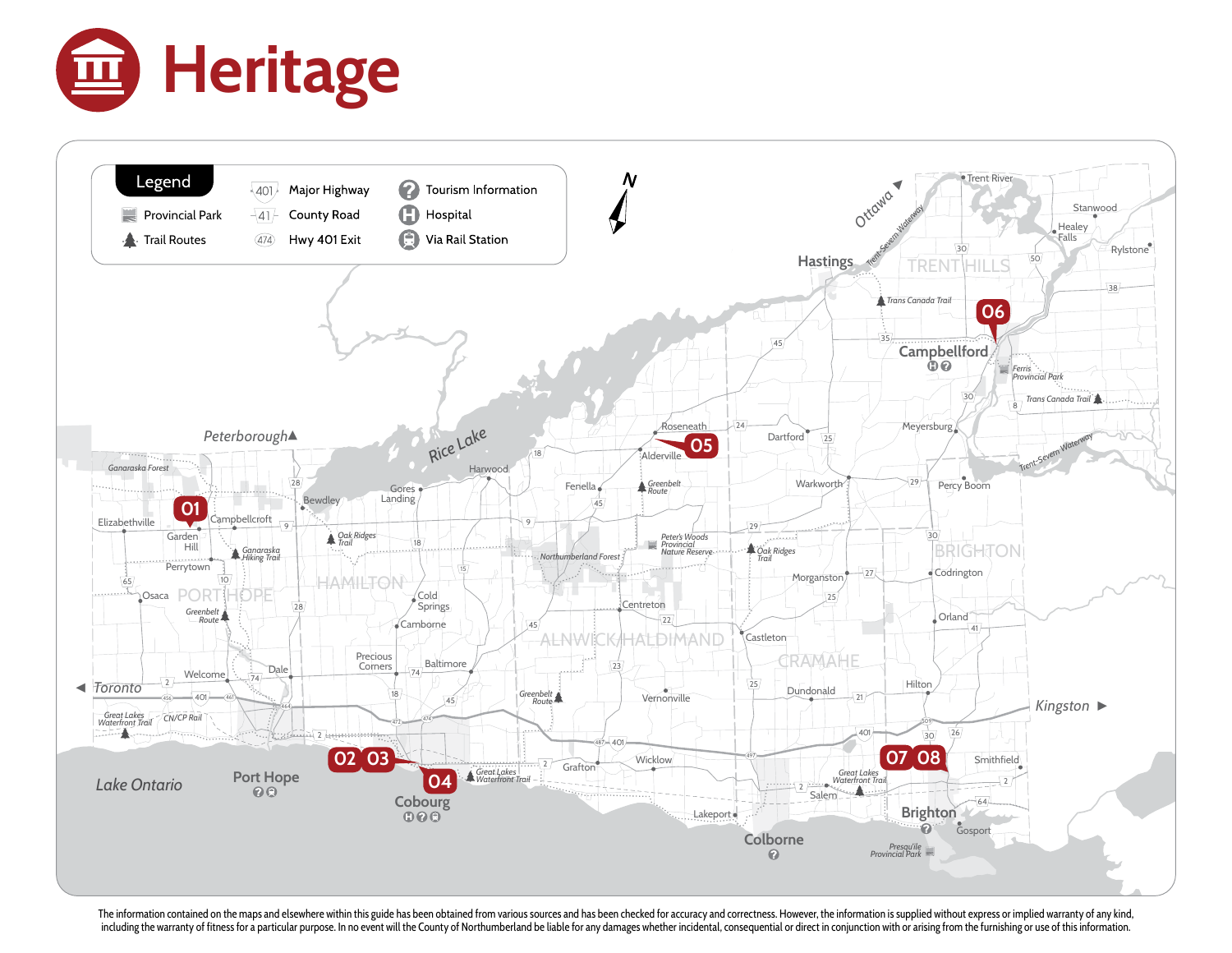# Heritage

**Legend**

- Provincial Park
- Trail Routes
- 401 Major Highway
- 41 County Road
- 474 Hwy 401 Exit
- Tourism Information
- Hospital
- Via Rail Station

N

Ottawa

Trent River
Stanwood
Healey Falls
Rylstone
Hastings
Trent-Severn Waterway
TRENT HILLS
Trans Canada Trail
06
Campbellford
Ferris Provincial Park
Trans Canada Trail
Meyersburg
Trent-Severn Waterway
Percy Boom
Peterborough
Rice Lake
Roseneath
05
Alderville
Dartford
Harwood
Gores Landing
Fenella
Greenbelt Route
Warkworth
Ganaraska Forest
Bewdley
01
Elizabethville
Campbellcroft
Garden Hill
Oak Ridges Trail
Ganaraska Hiking Trail
Peter's Woods Provincial Nature Reserve
Northumberland Forest
Oak Ridges Trail
BRIGHTON
Codrington
Perrytown
Morganston
Osaca
PORT HOPE
HAMILTON
Cold Springs
Centreton
Greenbelt Route
Camborne
ALNWICK/HALDIMAND
Castleton
Orland
CRAMAHE
Precious Corners
Baltimore
Welcome
Dale
Toronto
Vernonville
Dundonald
Hilton
Greenbelt Route
Kingston
Great Lakes Waterfront Trail
CN/CP Rail
Lake Ontario
Port Hope
02 03
04
Cobourg
Great Lakes Waterfront Trail
Grafton
Wicklow
07 08
Smithfield
Great Lakes Waterfront Trail
Salem
Lakeport
Colborne
Brighton
Gosport
Presqu'ile Provincial Park

The information contained on the maps and elsewhere within this guide has been obtained from various sources and has been checked for accuracy and correctness. However, the information is supplied without express or implied warranty of any kind, including the warranty of fitness for a particular purpose. In no event will the County of Northumberland be liable for any damages whether incidental, consequential or direct in conjunction with or arising from the furnishing or use of this information.